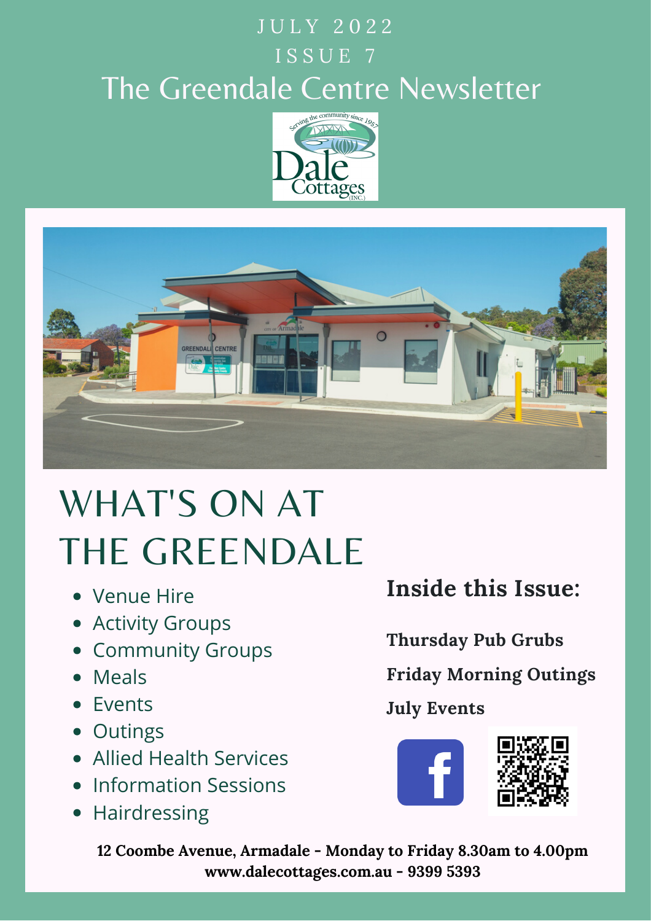JULY 2022

ISSUE 7

# The Greendale Centre Newsletter

# WHAT'S ON AT THE GREENDALE

- Venue Hire
- Activity Groups
- Community Groups
- Meals
- Events
- Outings
- Allied Health Services
- Information Sessions
- Hairdressing

## Inside this Issue:

**Thursday Pub Grubs**

**Friday Morning Outings**

**July Events**

**12 Coombe Avenue, Armadale - Monday to Friday 8.30am to 4.00pm**
**www.dalecottages.com.au - 9399 5393**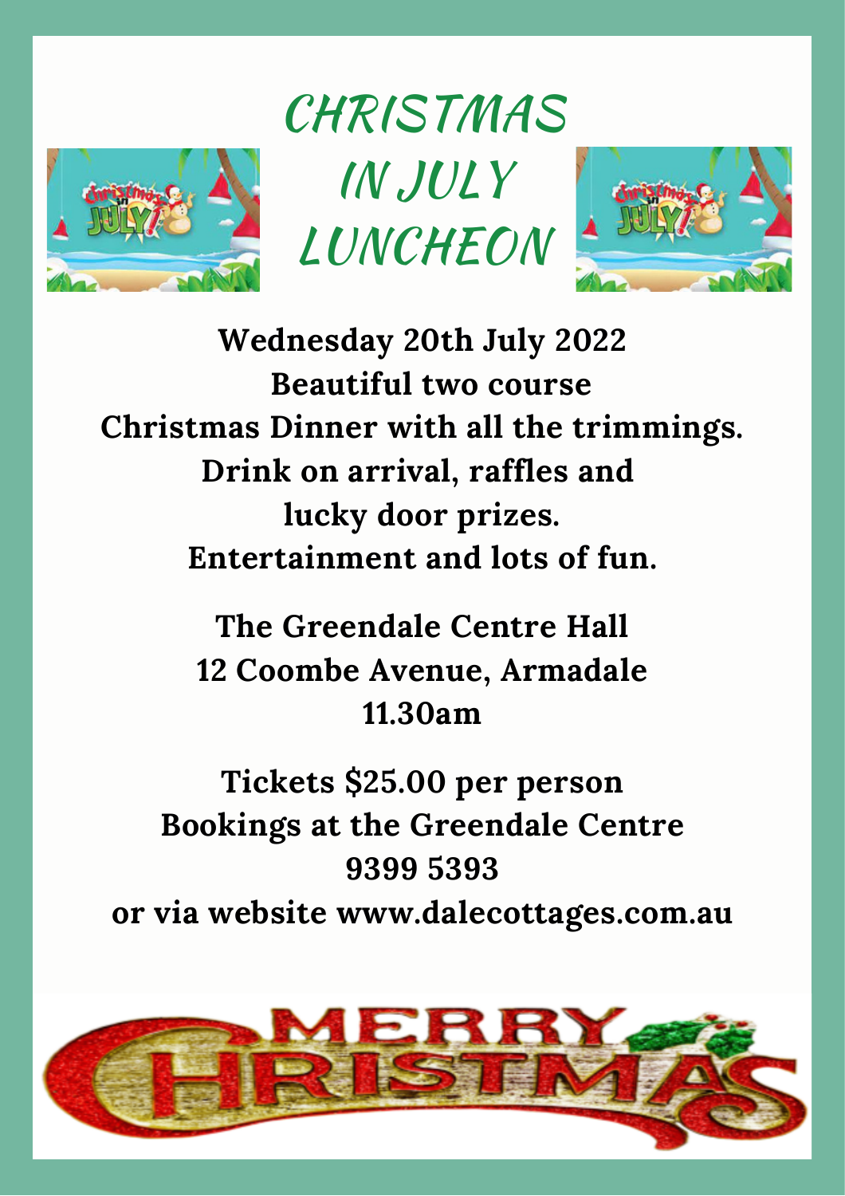# CHRISTMAS IN JULY LUNCHEON

**Wednesday 20th July 2022**
**Beautiful two course**
**Christmas Dinner with all the trimmings.**
**Drink on arrival, raffles and**
**lucky door prizes.**
**Entertainment and lots of fun.**

**The Greendale Centre Hall**
**12 Coombe Avenue, Armadale**
**11.30am**

**Tickets $25.00 per person**
**Bookings at the Greendale Centre**
**9399 5393**
**or via website www.dalecottages.com.au**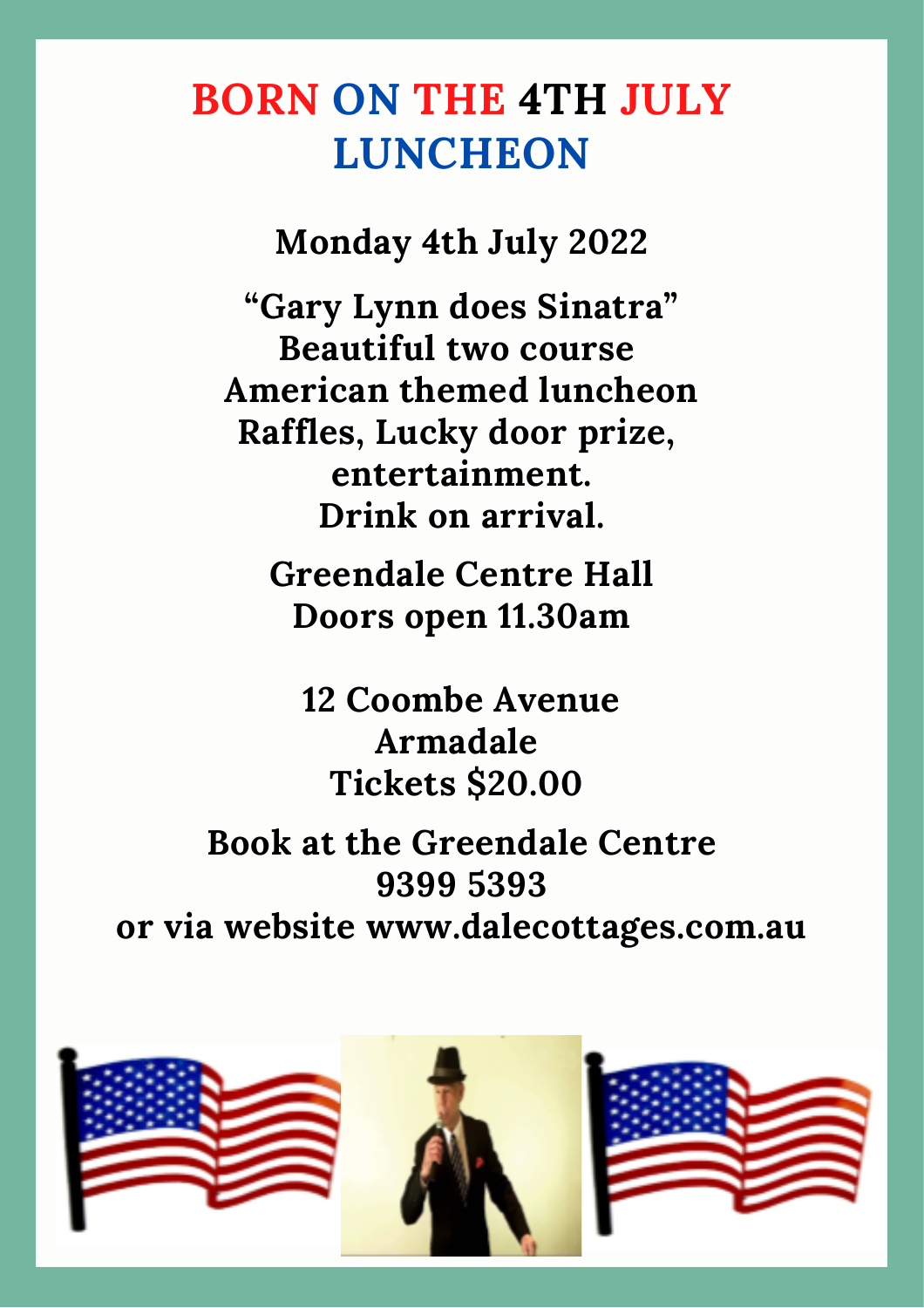# BORN ON THE 4TH JULY LUNCHEON

**Monday 4th July 2022**

**"Gary Lynn does Sinatra"**
**Beautiful two course**
**American themed luncheon**
**Raffles, Lucky door prize,**
**entertainment.**
**Drink on arrival.**

**Greendale Centre Hall**
**Doors open 11.30am**

**12 Coombe Avenue**
**Armadale**
**Tickets $20.00**

**Book at the Greendale Centre**
**9399 5393**
**or via website www.dalecottages.com.au**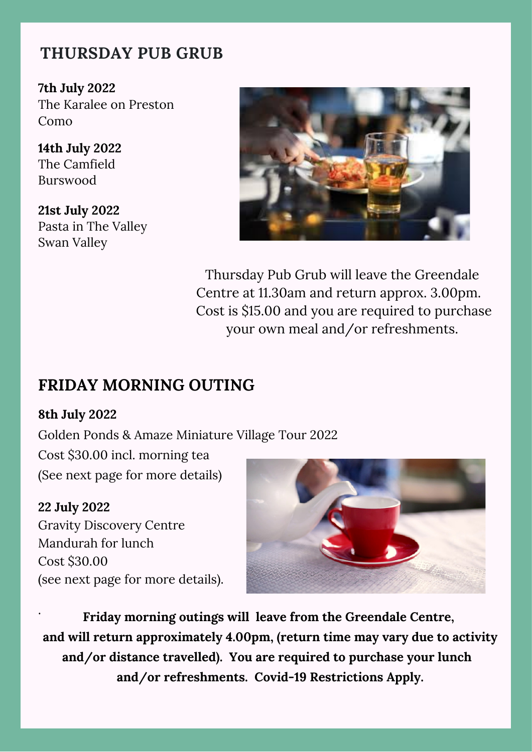## THURSDAY PUB GRUB

**7th July 2022**
The Karalee on Preston
Como

**14th July 2022**
The Camfield
Burswood

**21st July 2022**
Pasta in The Valley
Swan Valley

Thursday Pub Grub will leave the Greendale Centre at 11.30am and return approx. 3.00pm. Cost is $15.00 and you are required to purchase your own meal and/or refreshments.

## FRIDAY MORNING OUTING

**8th July 2022**
Golden Ponds & Amaze Miniature Village Tour 2022
Cost $30.00 incl. morning tea
(See next page for more details)

**22 July 2022**
Gravity Discovery Centre
Mandurah for lunch
Cost $30.00
(see next page for more details).

**Friday morning outings will leave from the Greendale Centre, and will return approximately 4.00pm, (return time may vary due to activity and/or distance travelled). You are required to purchase your lunch and/or refreshments. Covid-19 Restrictions Apply.**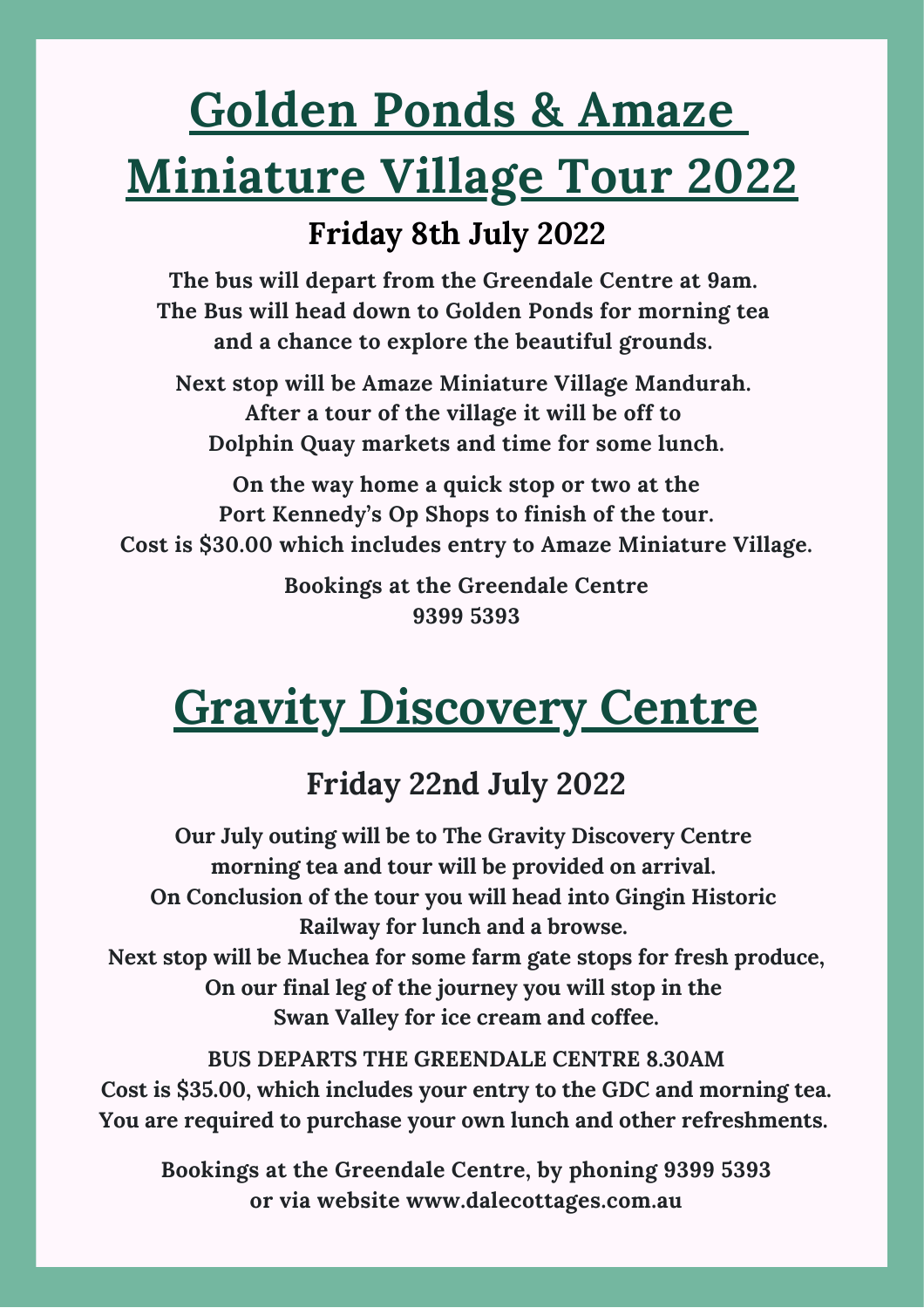# Golden Ponds & Amaze Miniature Village Tour 2022

## Friday 8th July 2022

**The bus will depart from the Greendale Centre at 9am.
The Bus will head down to Golden Ponds for morning tea and a chance to explore the beautiful grounds.**

**Next stop will be Amaze Miniature Village Mandurah.
After a tour of the village it will be off to Dolphin Quay markets and time for some lunch.**

**On the way home a quick stop or two at the Port Kennedy's Op Shops to finish of the tour.
Cost is $30.00 which includes entry to Amaze Miniature Village.**

**Bookings at the Greendale Centre
9399 5393**

# Gravity Discovery Centre

## Friday 22nd July 2022

**Our July outing will be to The Gravity Discovery Centre morning tea and tour will be provided on arrival.
On Conclusion of the tour you will head into Gingin Historic Railway for lunch and a browse.
Next stop will be Muchea for some farm gate stops for fresh produce,
On our final leg of the journey you will stop in the Swan Valley for ice cream and coffee.**

**BUS DEPARTS THE GREENDALE CENTRE 8.30AM
Cost is $35.00, which includes your entry to the GDC and morning tea.
You are required to purchase your own lunch and other refreshments.**

**Bookings at the Greendale Centre, by phoning 9399 5393
or via website www.dalecottages.com.au**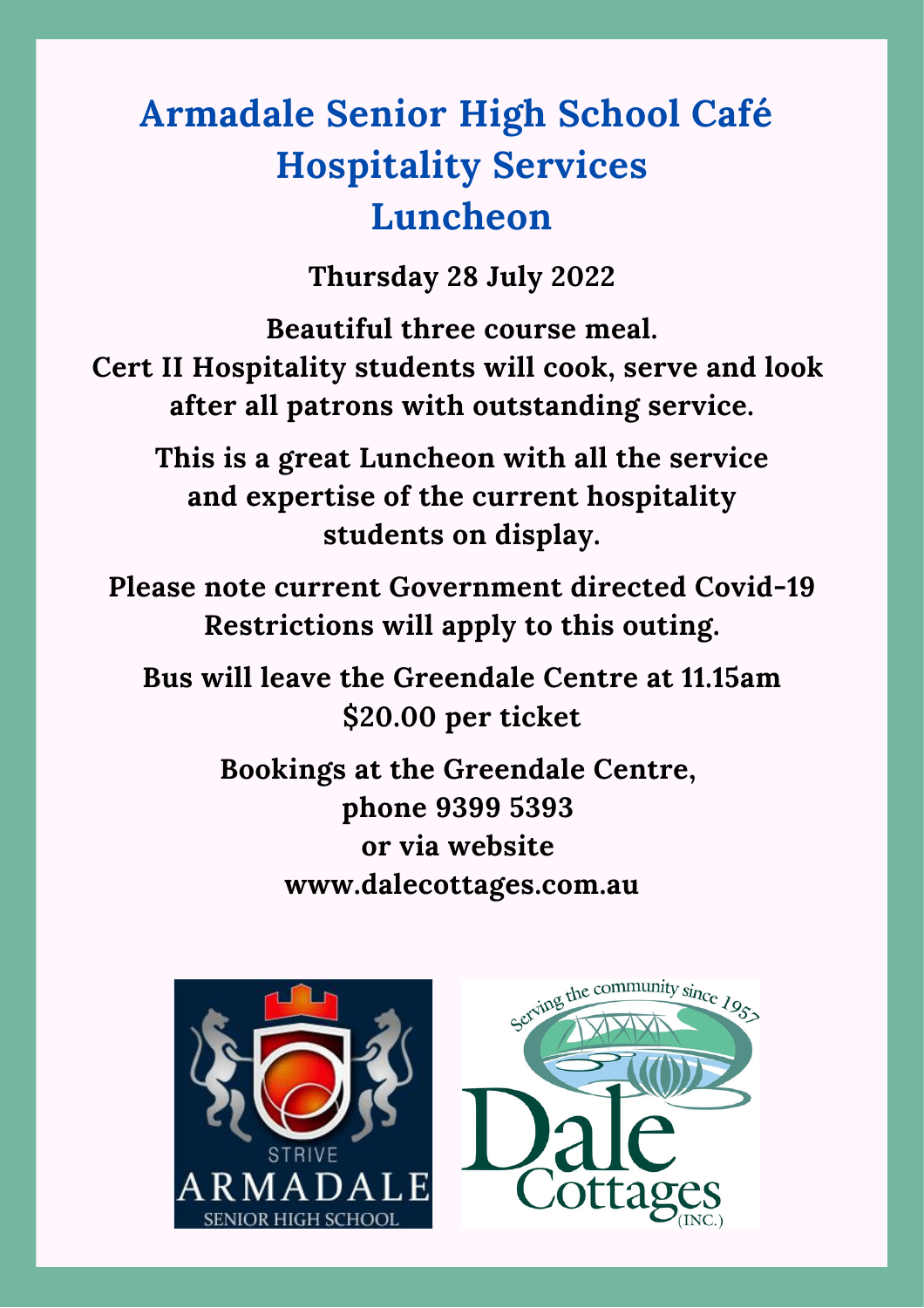# Armadale Senior High School Café Hospitality Services Luncheon

**Thursday 28 July 2022**

**Beautiful three course meal.**
**Cert II Hospitality students will cook, serve and look after all patrons with outstanding service.**

**This is a great Luncheon with all the service and expertise of the current hospitality students on display.**

**Please note current Government directed Covid-19 Restrictions will apply to this outing.**

**Bus will leave the Greendale Centre at 11.15am**
**$20.00 per ticket**

**Bookings at the Greendale Centre,**
**phone 9399 5393**
**or via website**
**www.dalecottages.com.au**

STRIVE
ARMADALE
SENIOR HIGH SCHOOL

Serving the community since 1957
Dale Cottages (INC.)